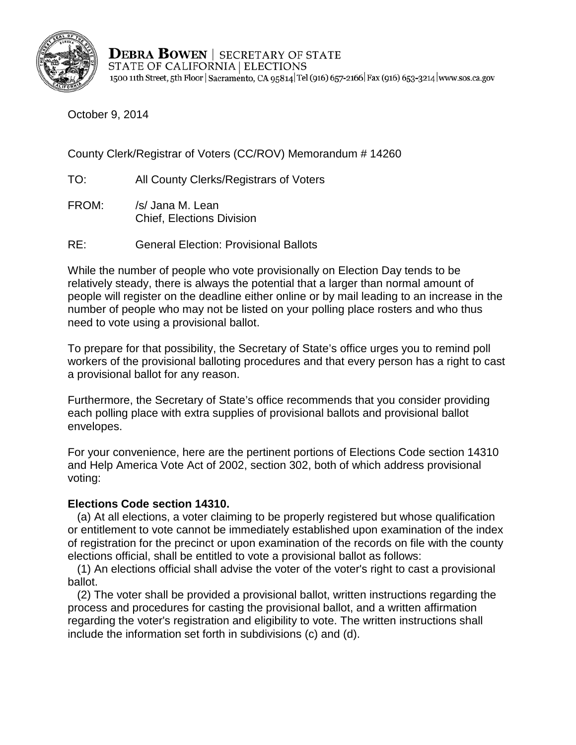**DEBRA BOWEN** | SECRETARY OF STATE
STATE OF CALIFORNIA | ELECTIONS
1500 11th Street, 5th Floor | Sacramento, CA 95814 | Tel (916) 657-2166 | Fax (916) 653-3214 | www.sos.ca.gov

October 9, 2014

County Clerk/Registrar of Voters (CC/ROV) Memorandum # 14260

TO: All County Clerks/Registrars of Voters

FROM: /s/ Jana M. Lean
Chief, Elections Division

RE: General Election: Provisional Ballots

While the number of people who vote provisionally on Election Day tends to be relatively steady, there is always the potential that a larger than normal amount of people will register on the deadline either online or by mail leading to an increase in the number of people who may not be listed on your polling place rosters and who thus need to vote using a provisional ballot.

To prepare for that possibility, the Secretary of State's office urges you to remind poll workers of the provisional balloting procedures and that every person has a right to cast a provisional ballot for any reason.

Furthermore, the Secretary of State's office recommends that you consider providing each polling place with extra supplies of provisional ballots and provisional ballot envelopes.

For your convenience, here are the pertinent portions of Elections Code section 14310 and Help America Vote Act of 2002, section 302, both of which address provisional voting:

**Elections Code section 14310.**

(a) At all elections, a voter claiming to be properly registered but whose qualification or entitlement to vote cannot be immediately established upon examination of the index of registration for the precinct or upon examination of the records on file with the county elections official, shall be entitled to vote a provisional ballot as follows:

(1) An elections official shall advise the voter of the voter's right to cast a provisional ballot.

(2) The voter shall be provided a provisional ballot, written instructions regarding the process and procedures for casting the provisional ballot, and a written affirmation regarding the voter's registration and eligibility to vote. The written instructions shall include the information set forth in subdivisions (c) and (d).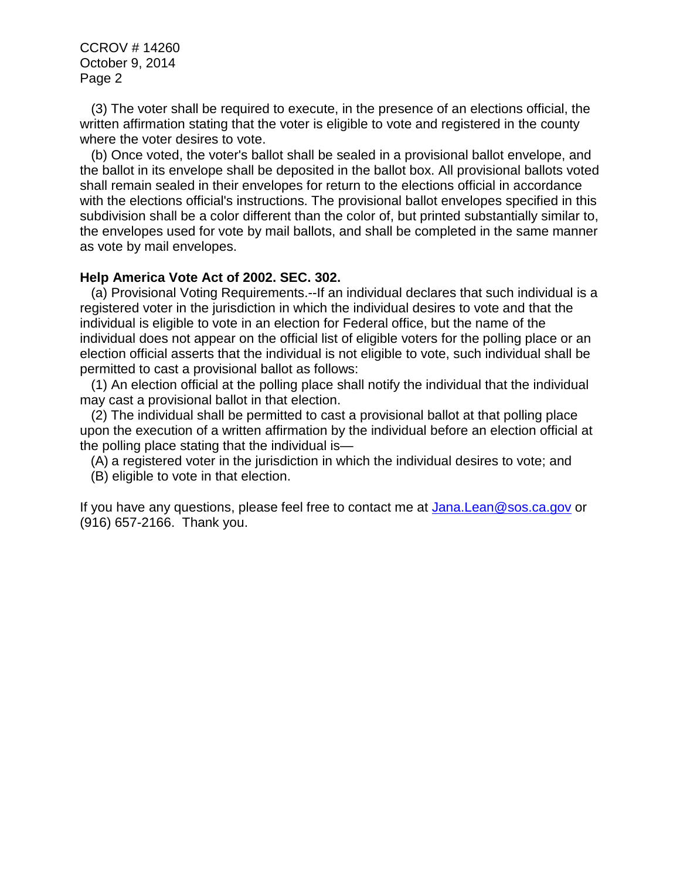(3) The voter shall be required to execute, in the presence of an elections official, the written affirmation stating that the voter is eligible to vote and registered in the county where the voter desires to vote.

(b) Once voted, the voter's ballot shall be sealed in a provisional ballot envelope, and the ballot in its envelope shall be deposited in the ballot box. All provisional ballots voted shall remain sealed in their envelopes for return to the elections official in accordance with the elections official's instructions. The provisional ballot envelopes specified in this subdivision shall be a color different than the color of, but printed substantially similar to, the envelopes used for vote by mail ballots, and shall be completed in the same manner as vote by mail envelopes.

**Help America Vote Act of 2002. SEC. 302.**

(a) Provisional Voting Requirements.--If an individual declares that such individual is a registered voter in the jurisdiction in which the individual desires to vote and that the individual is eligible to vote in an election for Federal office, but the name of the individual does not appear on the official list of eligible voters for the polling place or an election official asserts that the individual is not eligible to vote, such individual shall be permitted to cast a provisional ballot as follows:

(1) An election official at the polling place shall notify the individual that the individual may cast a provisional ballot in that election.

(2) The individual shall be permitted to cast a provisional ballot at that polling place upon the execution of a written affirmation by the individual before an election official at the polling place stating that the individual is—

(A) a registered voter in the jurisdiction in which the individual desires to vote; and

(B) eligible to vote in that election.

If you have any questions, please feel free to contact me at Jana.Lean@sos.ca.gov or (916) 657-2166. Thank you.